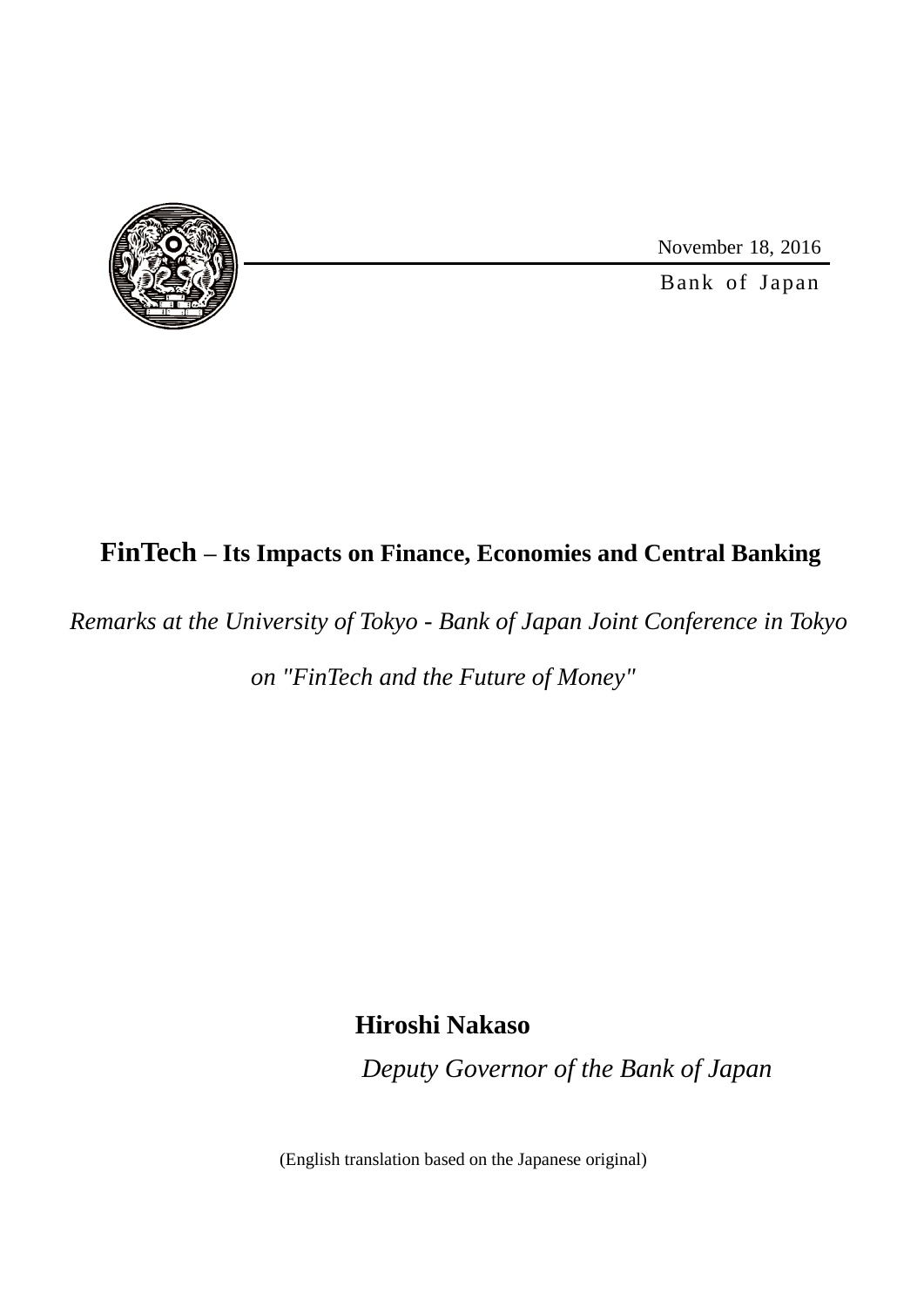November 18, 2016

Bank of Japan

# FinTech – Its Impacts on Finance, Economies and Central Banking

*Remarks at the University of Tokyo - Bank of Japan Joint Conference in Tokyo on "FinTech and the Future of Money"*

**Hiroshi Nakaso**

*Deputy Governor of the Bank of Japan*

(English translation based on the Japanese original)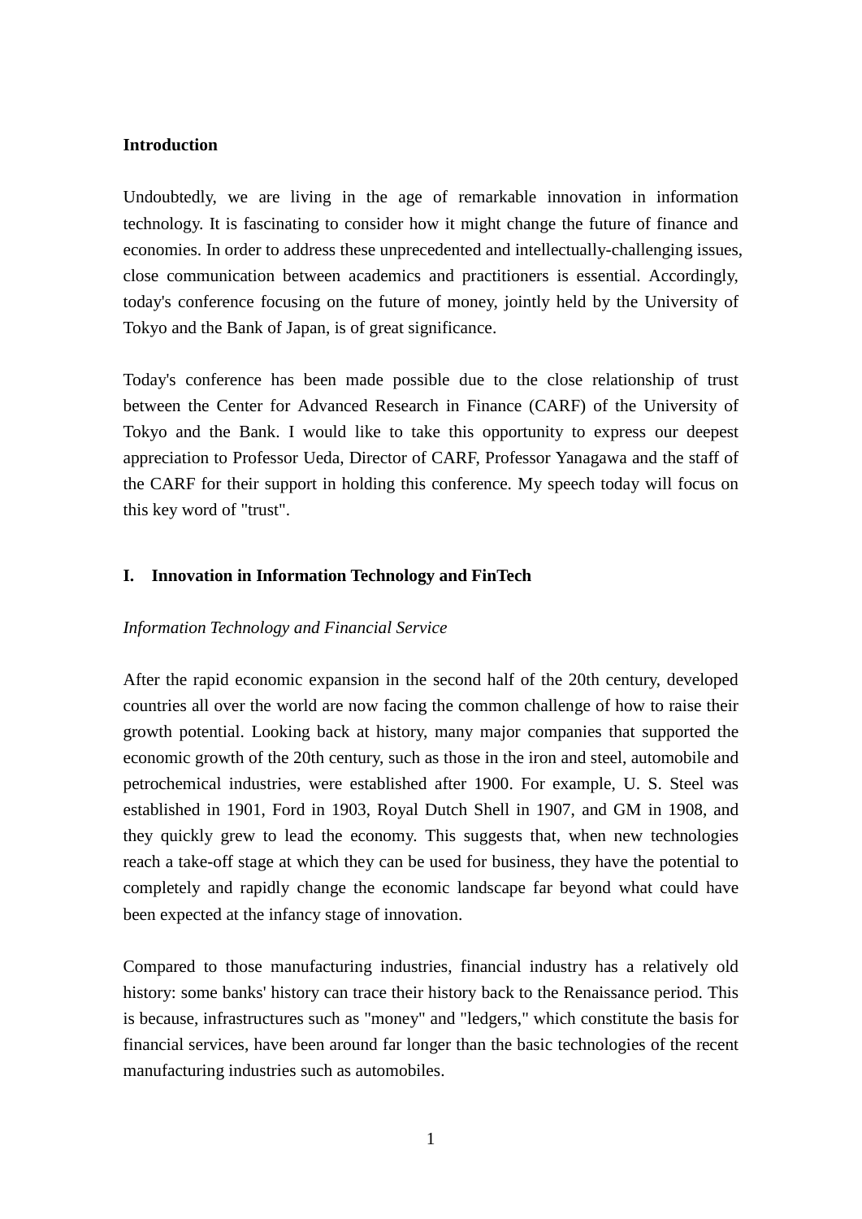## Introduction

Undoubtedly, we are living in the age of remarkable innovation in information technology. It is fascinating to consider how it might change the future of finance and economies. In order to address these unprecedented and intellectually-challenging issues, close communication between academics and practitioners is essential. Accordingly, today's conference focusing on the future of money, jointly held by the University of Tokyo and the Bank of Japan, is of great significance.

Today's conference has been made possible due to the close relationship of trust between the Center for Advanced Research in Finance (CARF) of the University of Tokyo and the Bank. I would like to take this opportunity to express our deepest appreciation to Professor Ueda, Director of CARF, Professor Yanagawa and the staff of the CARF for their support in holding this conference. My speech today will focus on this key word of "trust".

## I. Innovation in Information Technology and FinTech

### *Information Technology and Financial Service*

After the rapid economic expansion in the second half of the 20th century, developed countries all over the world are now facing the common challenge of how to raise their growth potential. Looking back at history, many major companies that supported the economic growth of the 20th century, such as those in the iron and steel, automobile and petrochemical industries, were established after 1900. For example, U. S. Steel was established in 1901, Ford in 1903, Royal Dutch Shell in 1907, and GM in 1908, and they quickly grew to lead the economy. This suggests that, when new technologies reach a take-off stage at which they can be used for business, they have the potential to completely and rapidly change the economic landscape far beyond what could have been expected at the infancy stage of innovation.

Compared to those manufacturing industries, financial industry has a relatively old history: some banks' history can trace their history back to the Renaissance period. This is because, infrastructures such as "money" and "ledgers," which constitute the basis for financial services, have been around far longer than the basic technologies of the recent manufacturing industries such as automobiles.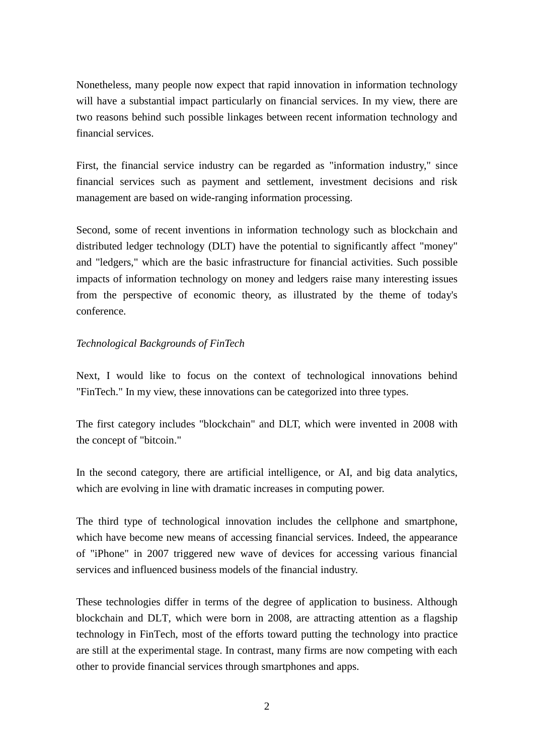Nonetheless, many people now expect that rapid innovation in information technology will have a substantial impact particularly on financial services. In my view, there are two reasons behind such possible linkages between recent information technology and financial services.

First, the financial service industry can be regarded as "information industry," since financial services such as payment and settlement, investment decisions and risk management are based on wide-ranging information processing.

Second, some of recent inventions in information technology such as blockchain and distributed ledger technology (DLT) have the potential to significantly affect "money" and "ledgers," which are the basic infrastructure for financial activities. Such possible impacts of information technology on money and ledgers raise many interesting issues from the perspective of economic theory, as illustrated by the theme of today's conference.

*Technological Backgrounds of FinTech*

Next, I would like to focus on the context of technological innovations behind "FinTech." In my view, these innovations can be categorized into three types.

The first category includes "blockchain" and DLT, which were invented in 2008 with the concept of "bitcoin."

In the second category, there are artificial intelligence, or AI, and big data analytics, which are evolving in line with dramatic increases in computing power.

The third type of technological innovation includes the cellphone and smartphone, which have become new means of accessing financial services. Indeed, the appearance of "iPhone" in 2007 triggered new wave of devices for accessing various financial services and influenced business models of the financial industry.

These technologies differ in terms of the degree of application to business. Although blockchain and DLT, which were born in 2008, are attracting attention as a flagship technology in FinTech, most of the efforts toward putting the technology into practice are still at the experimental stage. In contrast, many firms are now competing with each other to provide financial services through smartphones and apps.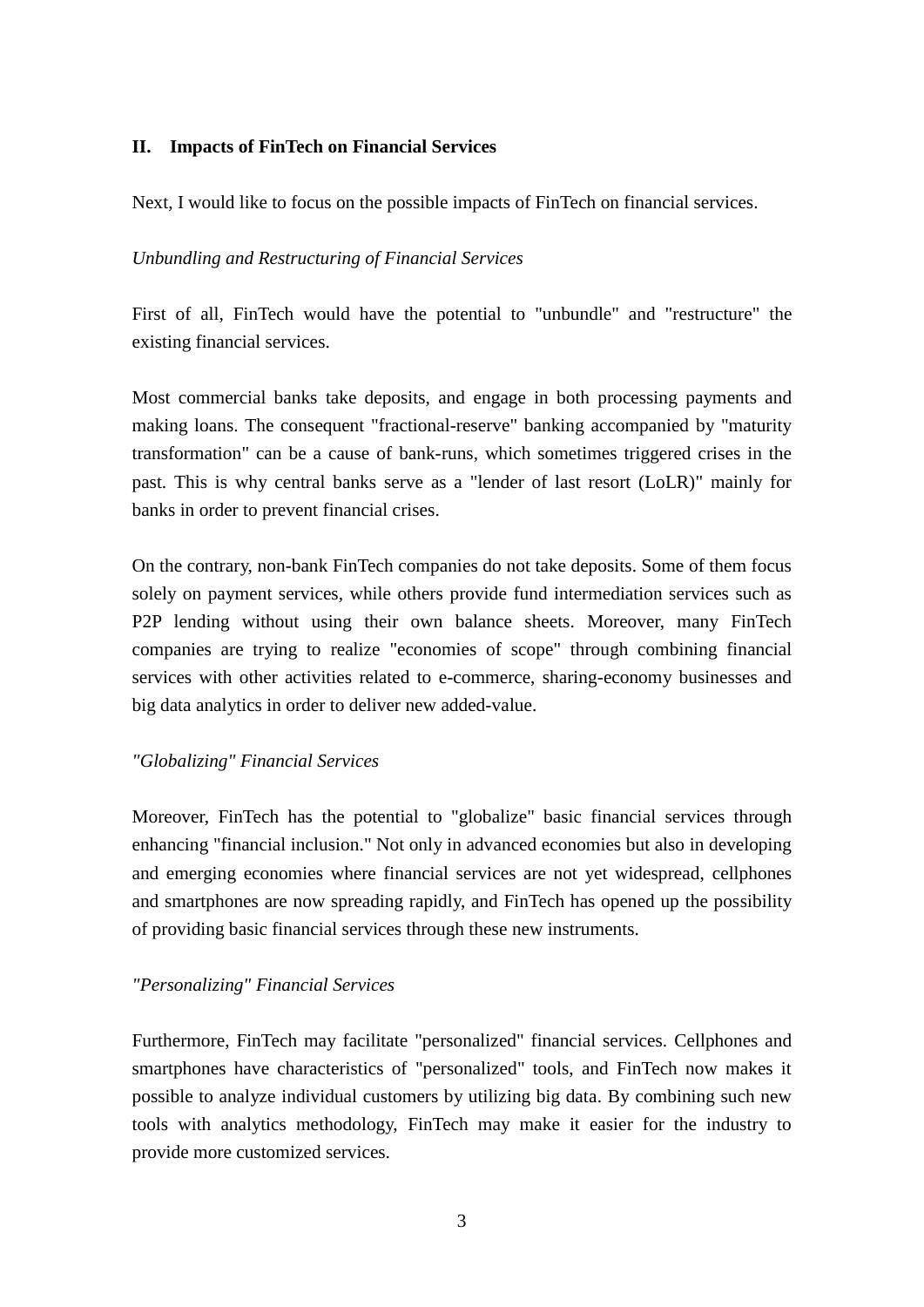## II. Impacts of FinTech on Financial Services

Next, I would like to focus on the possible impacts of FinTech on financial services.

*Unbundling and Restructuring of Financial Services*

First of all, FinTech would have the potential to "unbundle" and "restructure" the existing financial services.

Most commercial banks take deposits, and engage in both processing payments and making loans. The consequent "fractional-reserve" banking accompanied by "maturity transformation" can be a cause of bank-runs, which sometimes triggered crises in the past. This is why central banks serve as a "lender of last resort (LoLR)" mainly for banks in order to prevent financial crises.

On the contrary, non-bank FinTech companies do not take deposits. Some of them focus solely on payment services, while others provide fund intermediation services such as P2P lending without using their own balance sheets. Moreover, many FinTech companies are trying to realize "economies of scope" through combining financial services with other activities related to e-commerce, sharing-economy businesses and big data analytics in order to deliver new added-value.

*"Globalizing" Financial Services*

Moreover, FinTech has the potential to "globalize" basic financial services through enhancing "financial inclusion." Not only in advanced economies but also in developing and emerging economies where financial services are not yet widespread, cellphones and smartphones are now spreading rapidly, and FinTech has opened up the possibility of providing basic financial services through these new instruments.

*"Personalizing" Financial Services*

Furthermore, FinTech may facilitate "personalized" financial services. Cellphones and smartphones have characteristics of "personalized" tools, and FinTech now makes it possible to analyze individual customers by utilizing big data. By combining such new tools with analytics methodology, FinTech may make it easier for the industry to provide more customized services.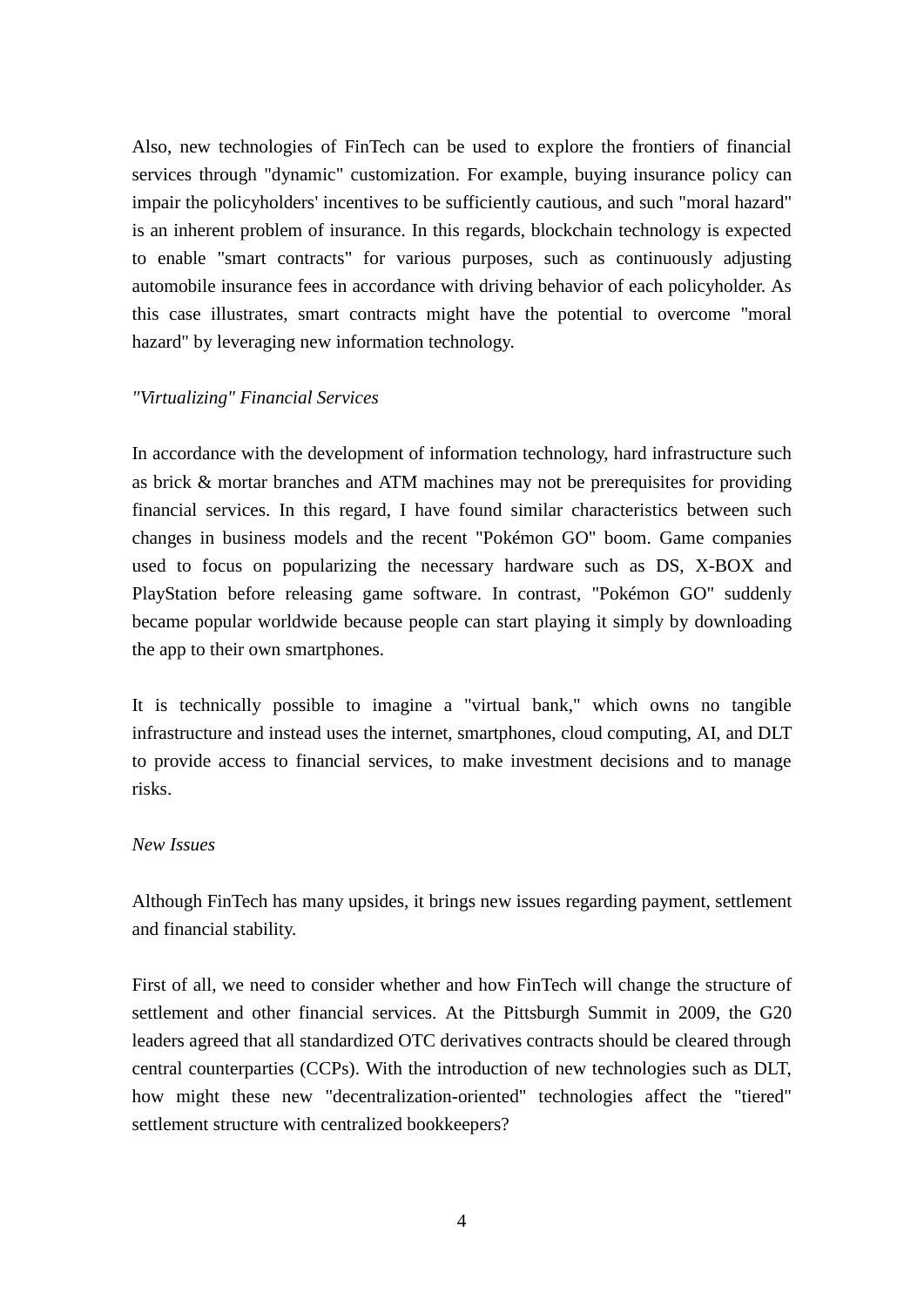Also, new technologies of FinTech can be used to explore the frontiers of financial services through "dynamic" customization. For example, buying insurance policy can impair the policyholders' incentives to be sufficiently cautious, and such "moral hazard" is an inherent problem of insurance. In this regards, blockchain technology is expected to enable "smart contracts" for various purposes, such as continuously adjusting automobile insurance fees in accordance with driving behavior of each policyholder. As this case illustrates, smart contracts might have the potential to overcome "moral hazard" by leveraging new information technology.

*"Virtualizing" Financial Services*

In accordance with the development of information technology, hard infrastructure such as brick & mortar branches and ATM machines may not be prerequisites for providing financial services. In this regard, I have found similar characteristics between such changes in business models and the recent "Pokémon GO" boom. Game companies used to focus on popularizing the necessary hardware such as DS, X-BOX and PlayStation before releasing game software. In contrast, "Pokémon GO" suddenly became popular worldwide because people can start playing it simply by downloading the app to their own smartphones.

It is technically possible to imagine a "virtual bank," which owns no tangible infrastructure and instead uses the internet, smartphones, cloud computing, AI, and DLT to provide access to financial services, to make investment decisions and to manage risks.

*New Issues*

Although FinTech has many upsides, it brings new issues regarding payment, settlement and financial stability.

First of all, we need to consider whether and how FinTech will change the structure of settlement and other financial services. At the Pittsburgh Summit in 2009, the G20 leaders agreed that all standardized OTC derivatives contracts should be cleared through central counterparties (CCPs). With the introduction of new technologies such as DLT, how might these new "decentralization-oriented" technologies affect the "tiered" settlement structure with centralized bookkeepers?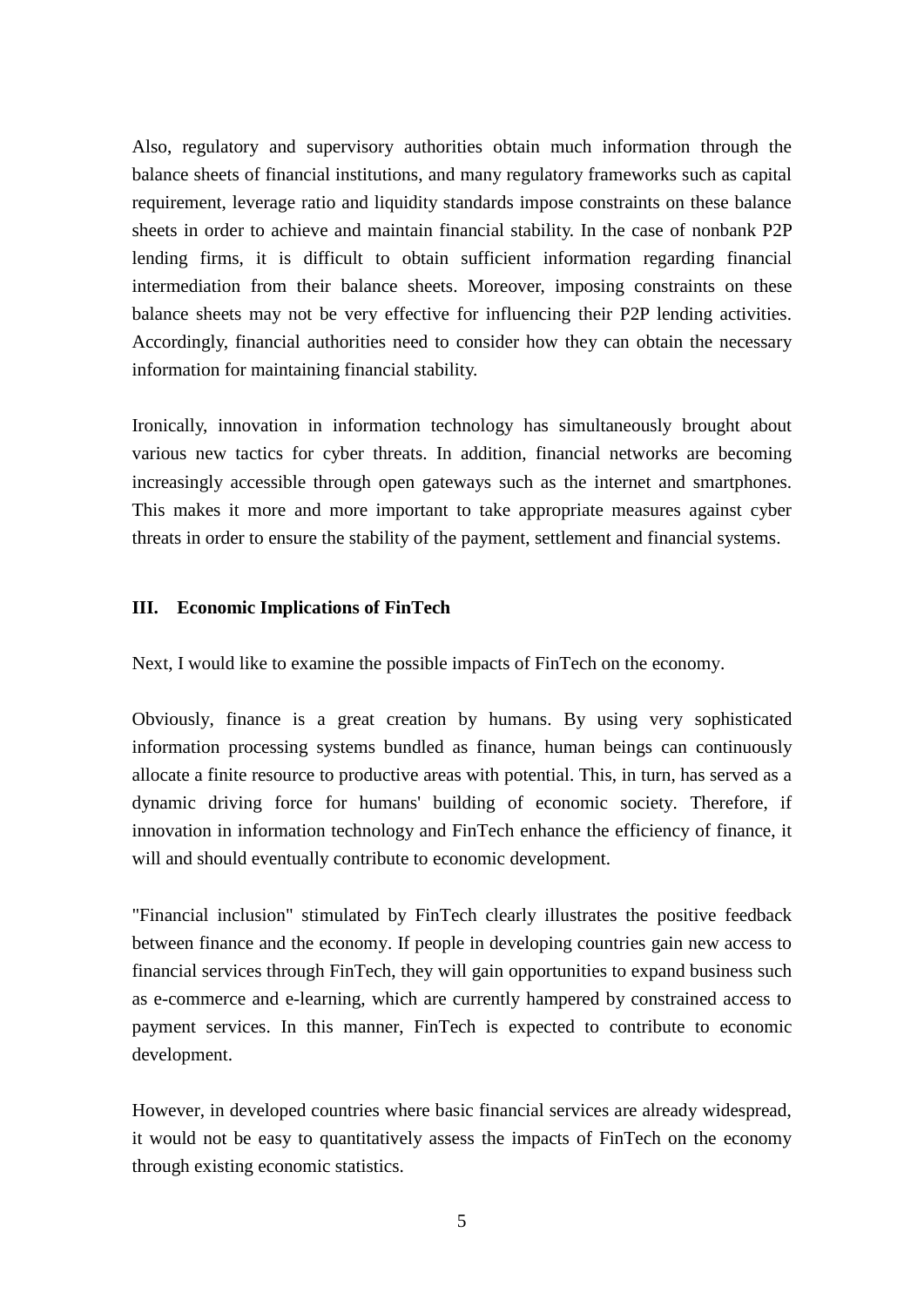Also, regulatory and supervisory authorities obtain much information through the balance sheets of financial institutions, and many regulatory frameworks such as capital requirement, leverage ratio and liquidity standards impose constraints on these balance sheets in order to achieve and maintain financial stability. In the case of nonbank P2P lending firms, it is difficult to obtain sufficient information regarding financial intermediation from their balance sheets. Moreover, imposing constraints on these balance sheets may not be very effective for influencing their P2P lending activities. Accordingly, financial authorities need to consider how they can obtain the necessary information for maintaining financial stability.

Ironically, innovation in information technology has simultaneously brought about various new tactics for cyber threats. In addition, financial networks are becoming increasingly accessible through open gateways such as the internet and smartphones. This makes it more and more important to take appropriate measures against cyber threats in order to ensure the stability of the payment, settlement and financial systems.

## III. Economic Implications of FinTech

Next, I would like to examine the possible impacts of FinTech on the economy.

Obviously, finance is a great creation by humans. By using very sophisticated information processing systems bundled as finance, human beings can continuously allocate a finite resource to productive areas with potential. This, in turn, has served as a dynamic driving force for humans' building of economic society. Therefore, if innovation in information technology and FinTech enhance the efficiency of finance, it will and should eventually contribute to economic development.

"Financial inclusion" stimulated by FinTech clearly illustrates the positive feedback between finance and the economy. If people in developing countries gain new access to financial services through FinTech, they will gain opportunities to expand business such as e-commerce and e-learning, which are currently hampered by constrained access to payment services. In this manner, FinTech is expected to contribute to economic development.

However, in developed countries where basic financial services are already widespread, it would not be easy to quantitatively assess the impacts of FinTech on the economy through existing economic statistics.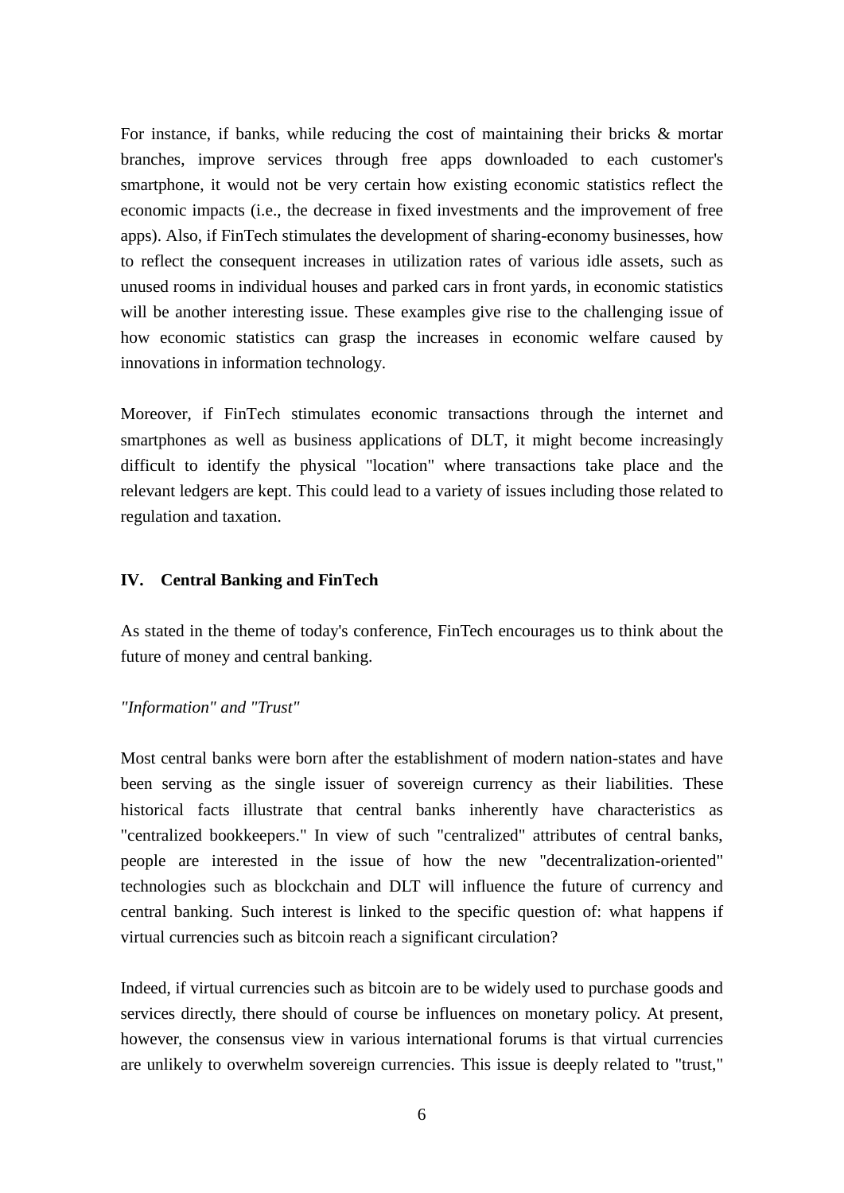For instance, if banks, while reducing the cost of maintaining their bricks & mortar branches, improve services through free apps downloaded to each customer's smartphone, it would not be very certain how existing economic statistics reflect the economic impacts (i.e., the decrease in fixed investments and the improvement of free apps). Also, if FinTech stimulates the development of sharing-economy businesses, how to reflect the consequent increases in utilization rates of various idle assets, such as unused rooms in individual houses and parked cars in front yards, in economic statistics will be another interesting issue. These examples give rise to the challenging issue of how economic statistics can grasp the increases in economic welfare caused by innovations in information technology.

Moreover, if FinTech stimulates economic transactions through the internet and smartphones as well as business applications of DLT, it might become increasingly difficult to identify the physical "location" where transactions take place and the relevant ledgers are kept. This could lead to a variety of issues including those related to regulation and taxation.

## IV. Central Banking and FinTech

As stated in the theme of today's conference, FinTech encourages us to think about the future of money and central banking.

### *"Information" and "Trust"*

Most central banks were born after the establishment of modern nation-states and have been serving as the single issuer of sovereign currency as their liabilities. These historical facts illustrate that central banks inherently have characteristics as "centralized bookkeepers." In view of such "centralized" attributes of central banks, people are interested in the issue of how the new "decentralization-oriented" technologies such as blockchain and DLT will influence the future of currency and central banking. Such interest is linked to the specific question of: what happens if virtual currencies such as bitcoin reach a significant circulation?

Indeed, if virtual currencies such as bitcoin are to be widely used to purchase goods and services directly, there should of course be influences on monetary policy. At present, however, the consensus view in various international forums is that virtual currencies are unlikely to overwhelm sovereign currencies. This issue is deeply related to "trust,"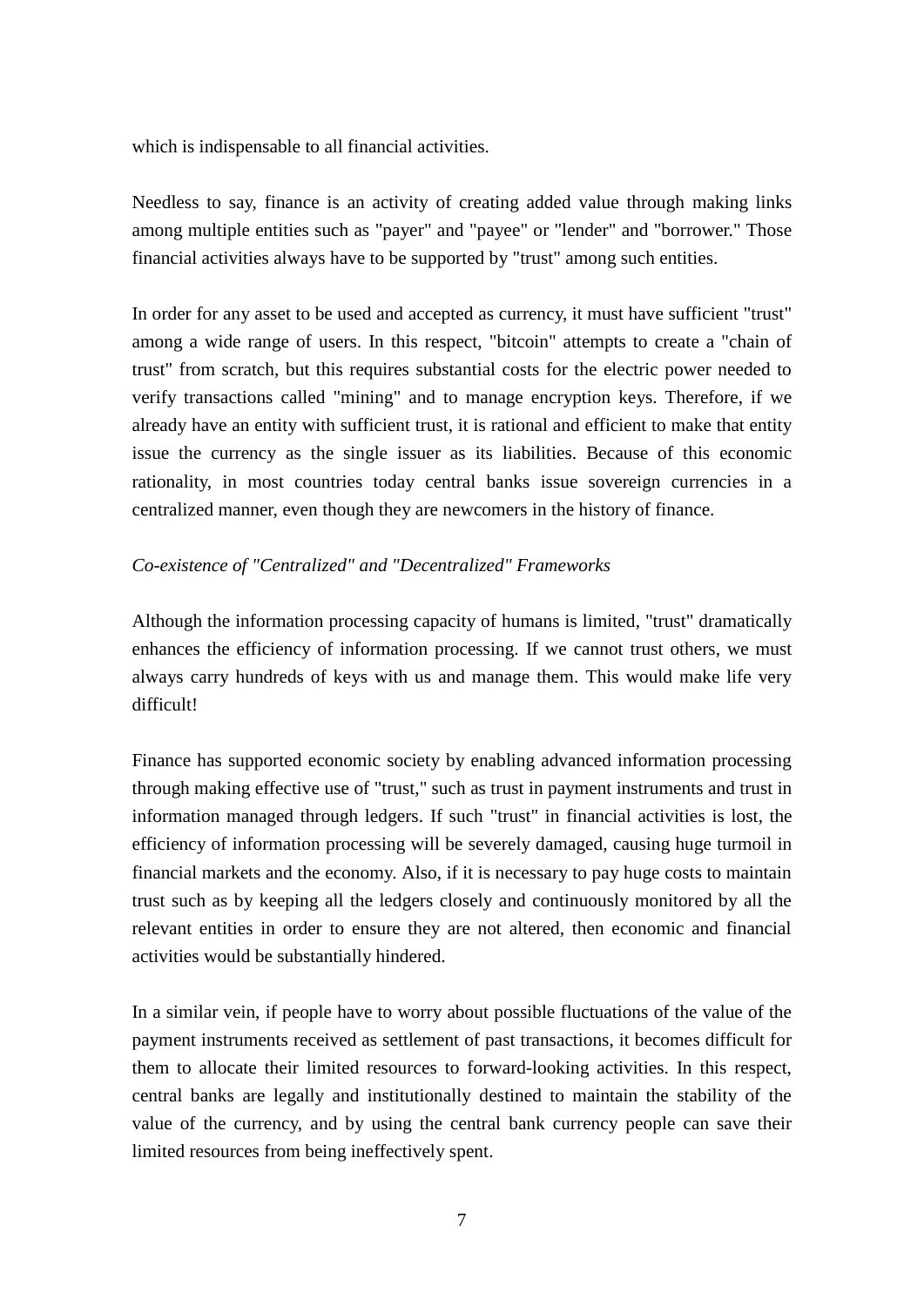which is indispensable to all financial activities.

Needless to say, finance is an activity of creating added value through making links among multiple entities such as "payer" and "payee" or "lender" and "borrower." Those financial activities always have to be supported by "trust" among such entities.

In order for any asset to be used and accepted as currency, it must have sufficient "trust" among a wide range of users. In this respect, "bitcoin" attempts to create a "chain of trust" from scratch, but this requires substantial costs for the electric power needed to verify transactions called "mining" and to manage encryption keys. Therefore, if we already have an entity with sufficient trust, it is rational and efficient to make that entity issue the currency as the single issuer as its liabilities. Because of this economic rationality, in most countries today central banks issue sovereign currencies in a centralized manner, even though they are newcomers in the history of finance.

*Co-existence of "Centralized" and "Decentralized" Frameworks*

Although the information processing capacity of humans is limited, "trust" dramatically enhances the efficiency of information processing. If we cannot trust others, we must always carry hundreds of keys with us and manage them. This would make life very difficult!

Finance has supported economic society by enabling advanced information processing through making effective use of "trust," such as trust in payment instruments and trust in information managed through ledgers. If such "trust" in financial activities is lost, the efficiency of information processing will be severely damaged, causing huge turmoil in financial markets and the economy. Also, if it is necessary to pay huge costs to maintain trust such as by keeping all the ledgers closely and continuously monitored by all the relevant entities in order to ensure they are not altered, then economic and financial activities would be substantially hindered.

In a similar vein, if people have to worry about possible fluctuations of the value of the payment instruments received as settlement of past transactions, it becomes difficult for them to allocate their limited resources to forward-looking activities. In this respect, central banks are legally and institutionally destined to maintain the stability of the value of the currency, and by using the central bank currency people can save their limited resources from being ineffectively spent.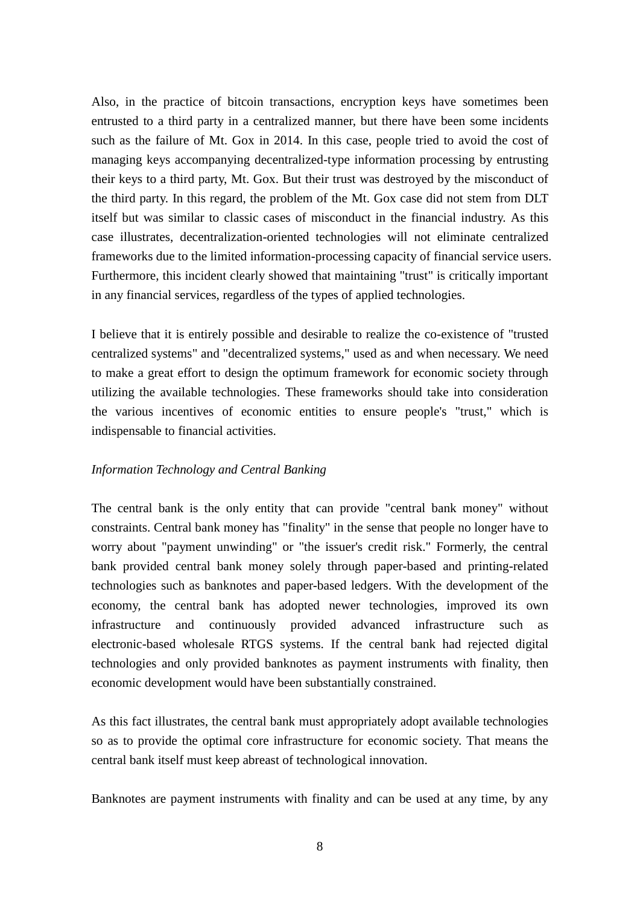Also, in the practice of bitcoin transactions, encryption keys have sometimes been entrusted to a third party in a centralized manner, but there have been some incidents such as the failure of Mt. Gox in 2014. In this case, people tried to avoid the cost of managing keys accompanying decentralized-type information processing by entrusting their keys to a third party, Mt. Gox. But their trust was destroyed by the misconduct of the third party. In this regard, the problem of the Mt. Gox case did not stem from DLT itself but was similar to classic cases of misconduct in the financial industry. As this case illustrates, decentralization-oriented technologies will not eliminate centralized frameworks due to the limited information-processing capacity of financial service users. Furthermore, this incident clearly showed that maintaining "trust" is critically important in any financial services, regardless of the types of applied technologies.

I believe that it is entirely possible and desirable to realize the co-existence of "trusted centralized systems" and "decentralized systems," used as and when necessary. We need to make a great effort to design the optimum framework for economic society through utilizing the available technologies. These frameworks should take into consideration the various incentives of economic entities to ensure people's "trust," which is indispensable to financial activities.

*Information Technology and Central Banking*

The central bank is the only entity that can provide "central bank money" without constraints. Central bank money has "finality" in the sense that people no longer have to worry about "payment unwinding" or "the issuer's credit risk." Formerly, the central bank provided central bank money solely through paper-based and printing-related technologies such as banknotes and paper-based ledgers. With the development of the economy, the central bank has adopted newer technologies, improved its own infrastructure and continuously provided advanced infrastructure such as electronic-based wholesale RTGS systems. If the central bank had rejected digital technologies and only provided banknotes as payment instruments with finality, then economic development would have been substantially constrained.

As this fact illustrates, the central bank must appropriately adopt available technologies so as to provide the optimal core infrastructure for economic society. That means the central bank itself must keep abreast of technological innovation.

Banknotes are payment instruments with finality and can be used at any time, by any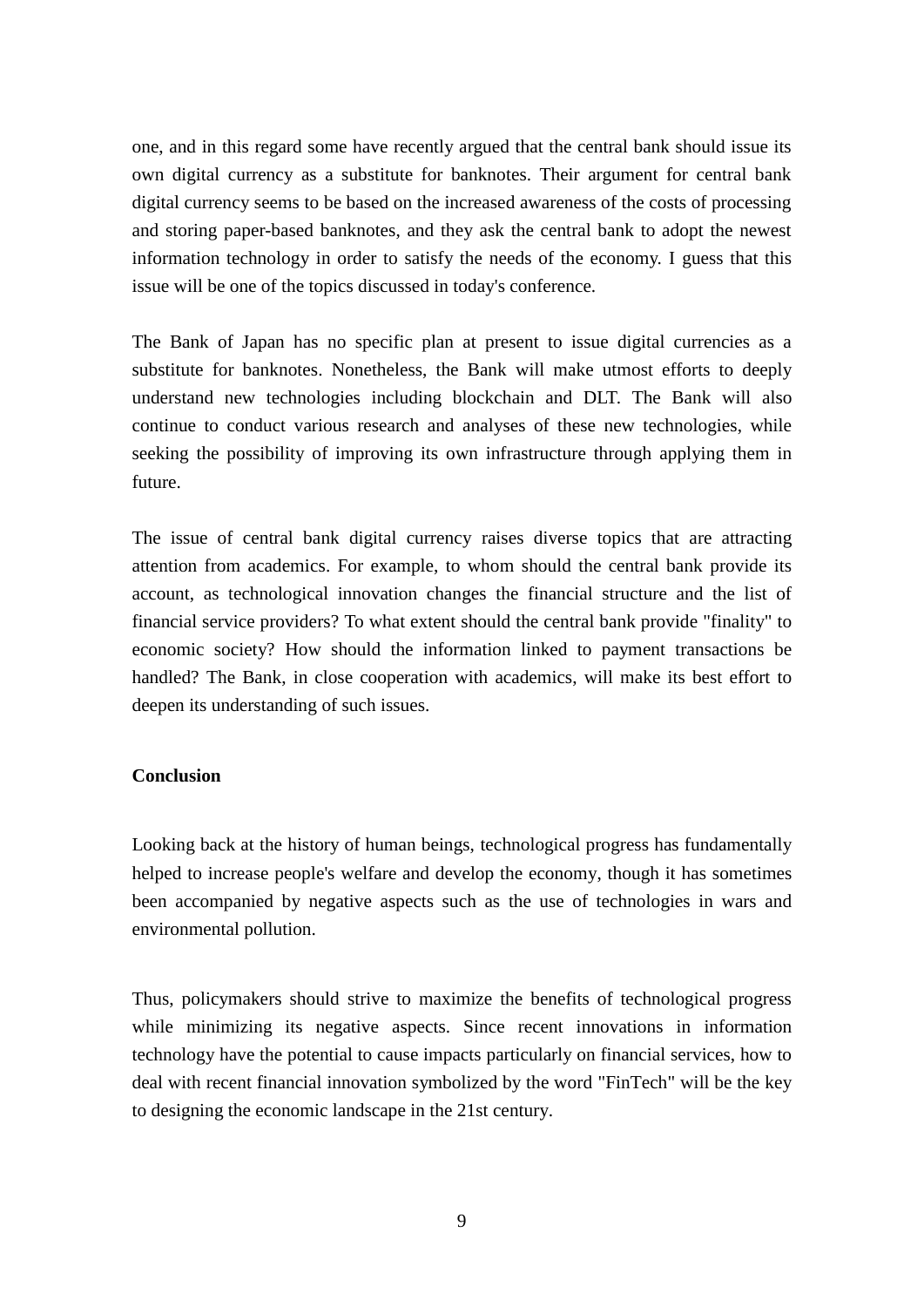one, and in this regard some have recently argued that the central bank should issue its own digital currency as a substitute for banknotes. Their argument for central bank digital currency seems to be based on the increased awareness of the costs of processing and storing paper-based banknotes, and they ask the central bank to adopt the newest information technology in order to satisfy the needs of the economy. I guess that this issue will be one of the topics discussed in today's conference.

The Bank of Japan has no specific plan at present to issue digital currencies as a substitute for banknotes. Nonetheless, the Bank will make utmost efforts to deeply understand new technologies including blockchain and DLT. The Bank will also continue to conduct various research and analyses of these new technologies, while seeking the possibility of improving its own infrastructure through applying them in future.

The issue of central bank digital currency raises diverse topics that are attracting attention from academics. For example, to whom should the central bank provide its account, as technological innovation changes the financial structure and the list of financial service providers? To what extent should the central bank provide "finality" to economic society? How should the information linked to payment transactions be handled? The Bank, in close cooperation with academics, will make its best effort to deepen its understanding of such issues.

## Conclusion

Looking back at the history of human beings, technological progress has fundamentally helped to increase people's welfare and develop the economy, though it has sometimes been accompanied by negative aspects such as the use of technologies in wars and environmental pollution.

Thus, policymakers should strive to maximize the benefits of technological progress while minimizing its negative aspects. Since recent innovations in information technology have the potential to cause impacts particularly on financial services, how to deal with recent financial innovation symbolized by the word "FinTech" will be the key to designing the economic landscape in the 21st century.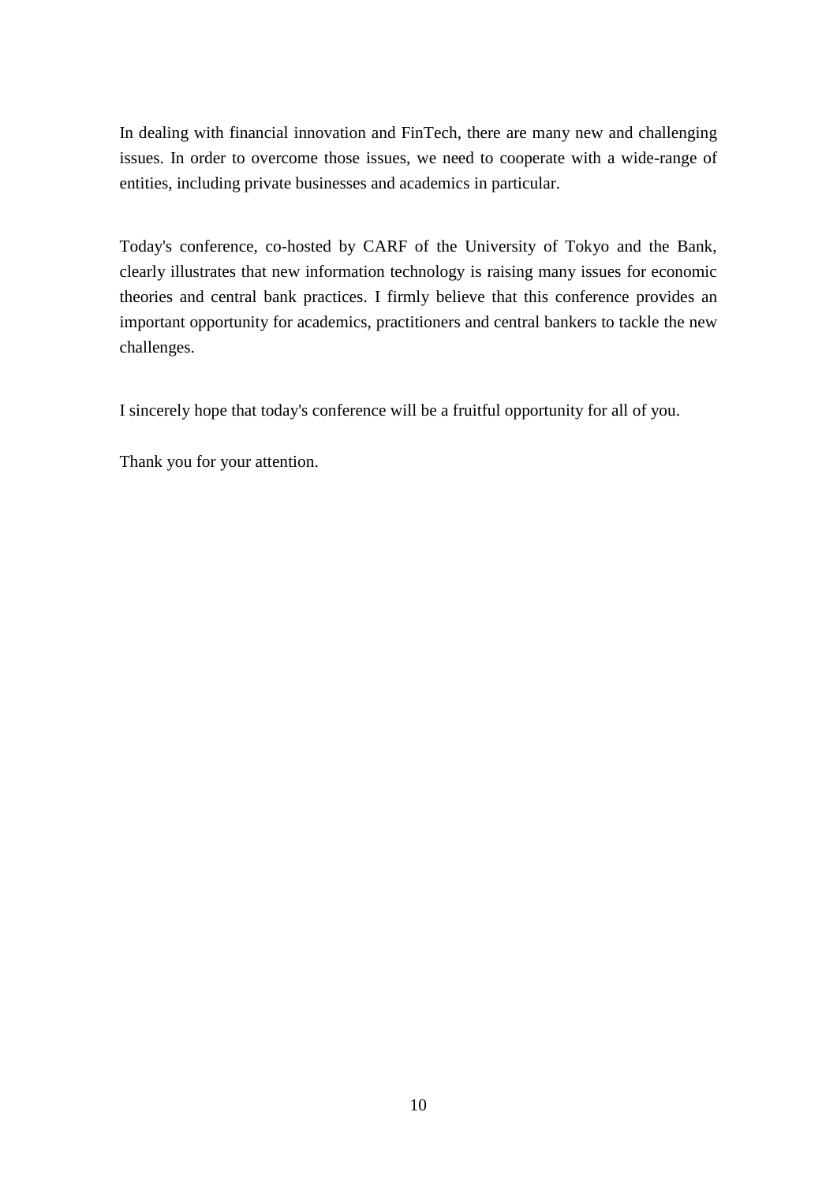In dealing with financial innovation and FinTech, there are many new and challenging issues. In order to overcome those issues, we need to cooperate with a wide-range of entities, including private businesses and academics in particular.

Today's conference, co-hosted by CARF of the University of Tokyo and the Bank, clearly illustrates that new information technology is raising many issues for economic theories and central bank practices. I firmly believe that this conference provides an important opportunity for academics, practitioners and central bankers to tackle the new challenges.

I sincerely hope that today's conference will be a fruitful opportunity for all of you.

Thank you for your attention.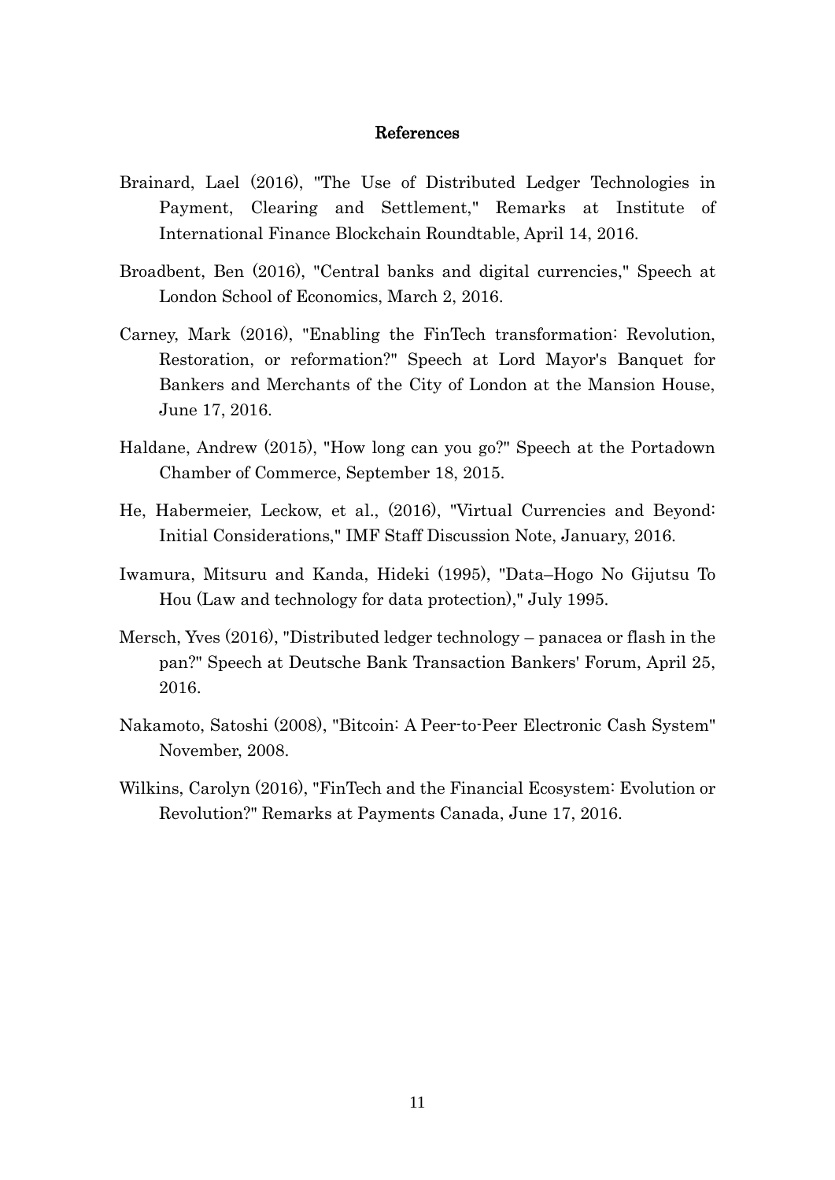# References

Brainard, Lael (2016), "The Use of Distributed Ledger Technologies in Payment, Clearing and Settlement," Remarks at Institute of International Finance Blockchain Roundtable, April 14, 2016.

Broadbent, Ben (2016), "Central banks and digital currencies," Speech at London School of Economics, March 2, 2016.

Carney, Mark (2016), "Enabling the FinTech transformation: Revolution, Restoration, or reformation?" Speech at Lord Mayor's Banquet for Bankers and Merchants of the City of London at the Mansion House, June 17, 2016.

Haldane, Andrew (2015), "How long can you go?" Speech at the Portadown Chamber of Commerce, September 18, 2015.

He, Habermeier, Leckow, et al., (2016), "Virtual Currencies and Beyond: Initial Considerations," IMF Staff Discussion Note, January, 2016.

Iwamura, Mitsuru and Kanda, Hideki (1995), "Data–Hogo No Gijutsu To Hou (Law and technology for data protection)," July 1995.

Mersch, Yves (2016), "Distributed ledger technology – panacea or flash in the pan?" Speech at Deutsche Bank Transaction Bankers' Forum, April 25, 2016.

Nakamoto, Satoshi (2008), "Bitcoin: A Peer-to-Peer Electronic Cash System" November, 2008.

Wilkins, Carolyn (2016), "FinTech and the Financial Ecosystem: Evolution or Revolution?" Remarks at Payments Canada, June 17, 2016.